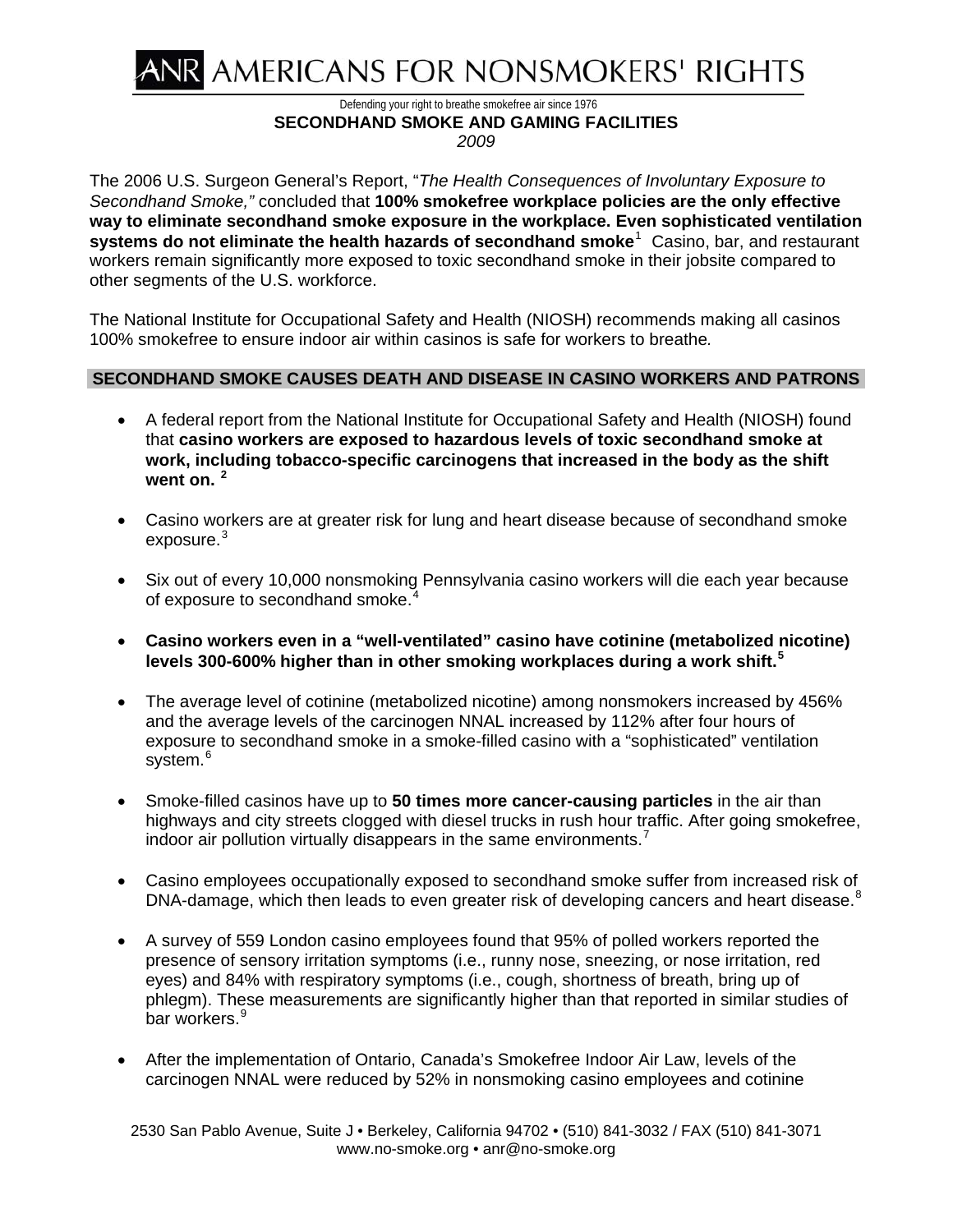# ANR AMERICANS FOR NONSMOKERS' RIGHTS

Defending your right to breathe smokefree air since 1976

## SECONDHAND SMOKE AND GAMING FACILITIES

*2009*

The 2006 U.S. Surgeon General's Report, "*The Health Consequences of Involuntary Exposure to Secondhand Smoke,"* concluded that **100% smokefree workplace policies are the only effective way to eliminate secondhand smoke exposure in the workplace. Even sophisticated ventilation systems do not eliminate the health hazards of secondhand smoke**[1] Casino, bar, and restaurant workers remain significantly more exposed to toxic secondhand smoke in their jobsite compared to other segments of the U.S. workforce.

The National Institute for Occupational Safety and Health (NIOSH) recommends making all casinos 100% smokefree to ensure indoor air within casinos is safe for workers to breathe*.*

### SECONDHAND SMOKE CAUSES DEATH AND DISEASE IN CASINO WORKERS AND PATRONS

- A federal report from the National Institute for Occupational Safety and Health (NIOSH) found that **casino workers are exposed to hazardous levels of toxic secondhand smoke at work, including tobacco-specific carcinogens that increased in the body as the shift went on.** [2]

- Casino workers are at greater risk for lung and heart disease because of secondhand smoke exposure.[3]

- Six out of every 10,000 nonsmoking Pennsylvania casino workers will die each year because of exposure to secondhand smoke.[4]

- **Casino workers even in a "well-ventilated" casino have cotinine (metabolized nicotine) levels 300-600% higher than in other smoking workplaces during a work shift.**[5]

- The average level of cotinine (metabolized nicotine) among nonsmokers increased by 456% and the average levels of the carcinogen NNAL increased by 112% after four hours of exposure to secondhand smoke in a smoke-filled casino with a "sophisticated" ventilation system.[6]

- Smoke-filled casinos have up to **50 times more cancer-causing particles** in the air than highways and city streets clogged with diesel trucks in rush hour traffic. After going smokefree, indoor air pollution virtually disappears in the same environments.[7]

- Casino employees occupationally exposed to secondhand smoke suffer from increased risk of DNA-damage, which then leads to even greater risk of developing cancers and heart disease.[8]

- A survey of 559 London casino employees found that 95% of polled workers reported the presence of sensory irritation symptoms (i.e., runny nose, sneezing, or nose irritation, red eyes) and 84% with respiratory symptoms (i.e., cough, shortness of breath, bring up of phlegm). These measurements are significantly higher than that reported in similar studies of bar workers.[9]

- After the implementation of Ontario, Canada's Smokefree Indoor Air Law, levels of the carcinogen NNAL were reduced by 52% in nonsmoking casino employees and cotinine

2530 San Pablo Avenue, Suite J • Berkeley, California 94702 • (510) 841-3032 / FAX (510) 841-3071
www.no-smoke.org • anr@no-smoke.org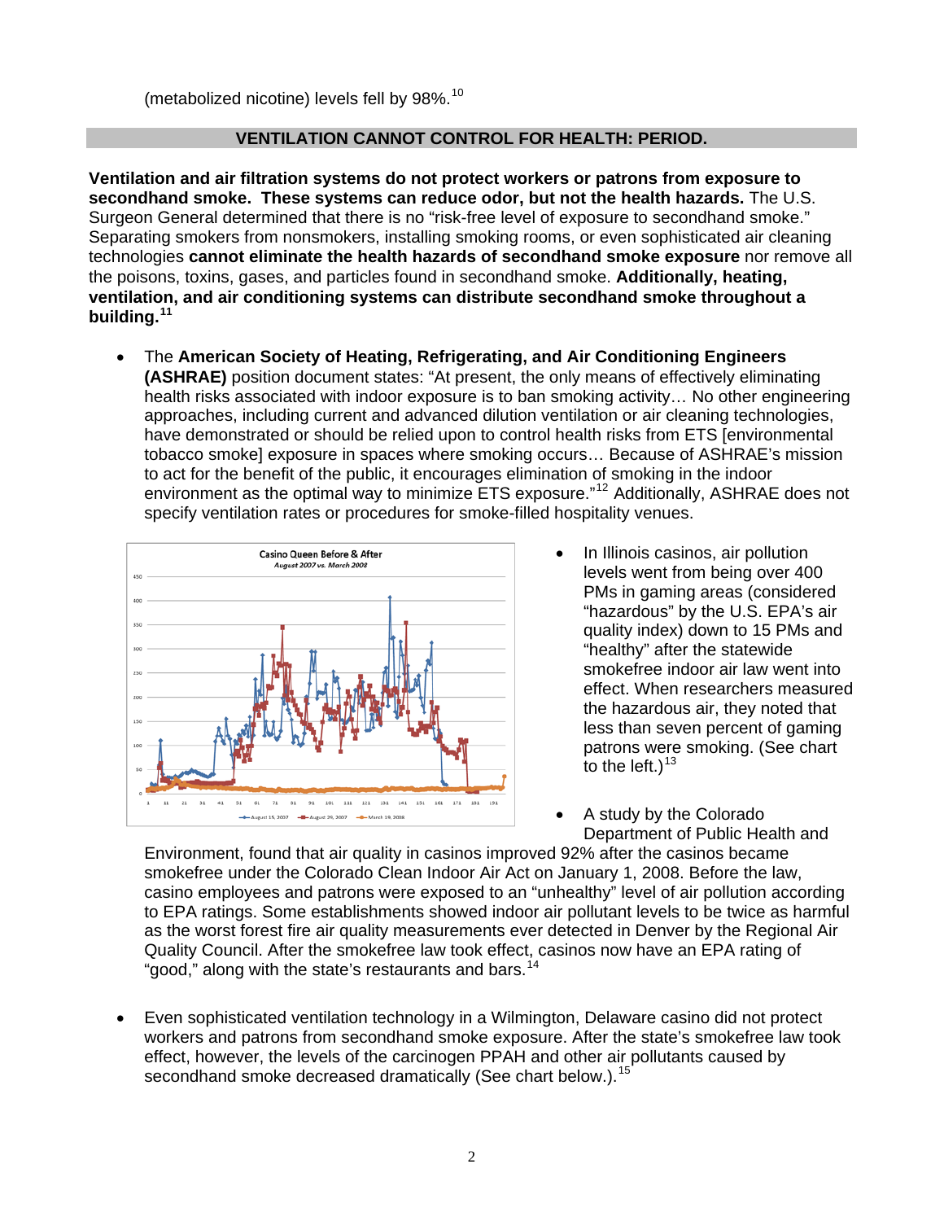(metabolized nicotine) levels fell by 98%.[10]

## VENTILATION CANNOT CONTROL FOR HEALTH: PERIOD.

**Ventilation and air filtration systems do not protect workers or patrons from exposure to secondhand smoke. These systems can reduce odor, but not the health hazards.** The U.S. Surgeon General determined that there is no "risk-free level of exposure to secondhand smoke." Separating smokers from nonsmokers, installing smoking rooms, or even sophisticated air cleaning technologies **cannot eliminate the health hazards of secondhand smoke exposure** nor remove all the poisons, toxins, gases, and particles found in secondhand smoke. **Additionally, heating, ventilation, and air conditioning systems can distribute secondhand smoke throughout a building.**[11]

- The **American Society of Heating, Refrigerating, and Air Conditioning Engineers (ASHRAE)** position document states: "At present, the only means of effectively eliminating health risks associated with indoor exposure is to ban smoking activity… No other engineering approaches, including current and advanced dilution ventilation or air cleaning technologies, have demonstrated or should be relied upon to control health risks from ETS [environmental tobacco smoke] exposure in spaces where smoking occurs… Because of ASHRAE's mission to act for the benefit of the public, it encourages elimination of smoking in the indoor environment as the optimal way to minimize ETS exposure."[12] Additionally, ASHRAE does not specify ventilation rates or procedures for smoke-filled hospitality venues.

- In Illinois casinos, air pollution levels went from being over 400 PMs in gaming areas (considered "hazardous" by the U.S. EPA's air quality index) down to 15 PMs and "healthy" after the statewide smokefree indoor air law went into effect. When researchers measured the hazardous air, they noted that less than seven percent of gaming patrons were smoking. (See chart to the left.)[13]

- A study by the Colorado Department of Public Health and Environment, found that air quality in casinos improved 92% after the casinos became smokefree under the Colorado Clean Indoor Air Act on January 1, 2008. Before the law, casino employees and patrons were exposed to an "unhealthy" level of air pollution according to EPA ratings. Some establishments showed indoor air pollutant levels to be twice as harmful as the worst forest fire air quality measurements ever detected in Denver by the Regional Air Quality Council. After the smokefree law took effect, casinos now have an EPA rating of "good," along with the state's restaurants and bars.[14]

- Even sophisticated ventilation technology in a Wilmington, Delaware casino did not protect workers and patrons from secondhand smoke exposure. After the state's smokefree law took effect, however, the levels of the carcinogen PPAH and other air pollutants caused by secondhand smoke decreased dramatically (See chart below.).[15]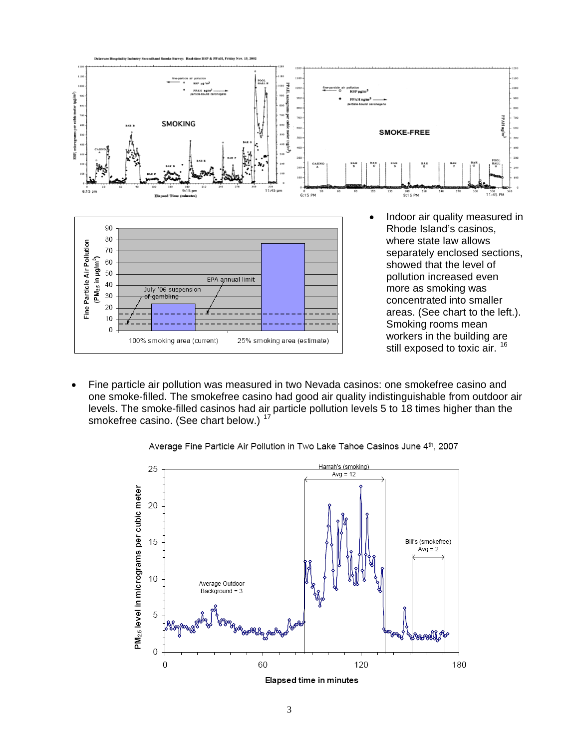- Indoor air quality measured in Rhode Island's casinos, where state law allows separately enclosed sections, showed that the level of pollution increased even more as smoking was concentrated into smaller areas. (See chart to the left.). Smoking rooms mean workers in the building are still exposed to toxic air. [16]

- Fine particle air pollution was measured in two Nevada casinos: one smokefree casino and one smoke-filled. The smokefree casino had good air quality indistinguishable from outdoor air levels. The smoke-filled casinos had air particle pollution levels 5 to 18 times higher than the smokefree casino. (See chart below.) [17]

Average Fine Particle Air Pollution in Two Lake Tahoe Casinos June 4th, 2007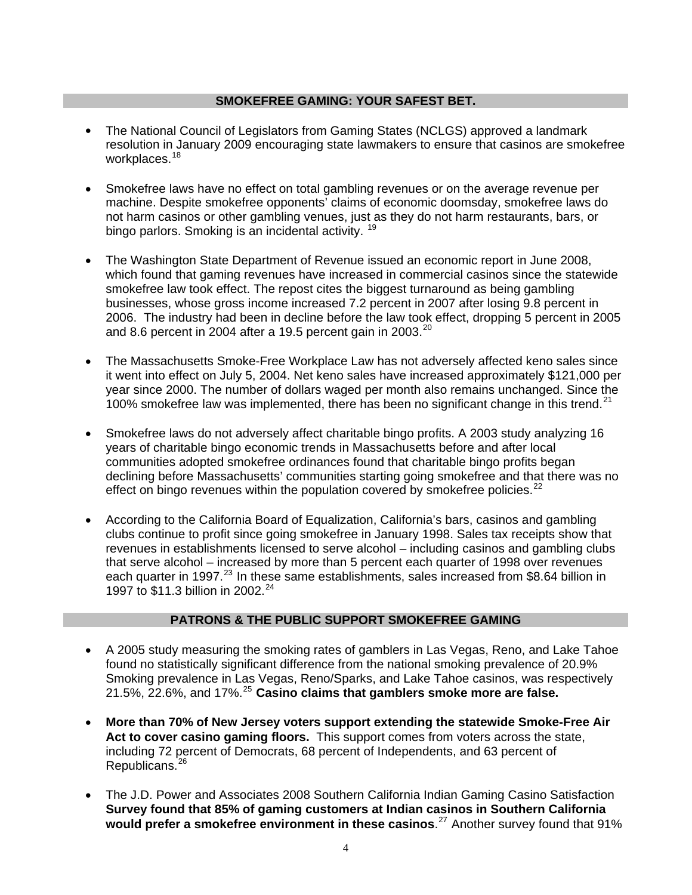## SMOKEFREE GAMING: YOUR SAFEST BET.

- The National Council of Legislators from Gaming States (NCLGS) approved a landmark resolution in January 2009 encouraging state lawmakers to ensure that casinos are smokefree workplaces.[18]

- Smokefree laws have no effect on total gambling revenues or on the average revenue per machine. Despite smokefree opponents' claims of economic doomsday, smokefree laws do not harm casinos or other gambling venues, just as they do not harm restaurants, bars, or bingo parlors. Smoking is an incidental activity. [19]

- The Washington State Department of Revenue issued an economic report in June 2008, which found that gaming revenues have increased in commercial casinos since the statewide smokefree law took effect. The repost cites the biggest turnaround as being gambling businesses, whose gross income increased 7.2 percent in 2007 after losing 9.8 percent in 2006. The industry had been in decline before the law took effect, dropping 5 percent in 2005 and 8.6 percent in 2004 after a 19.5 percent gain in 2003.[20]

- The Massachusetts Smoke-Free Workplace Law has not adversely affected keno sales since it went into effect on July 5, 2004. Net keno sales have increased approximately $121,000 per year since 2000. The number of dollars waged per month also remains unchanged. Since the 100% smokefree law was implemented, there has been no significant change in this trend.[21]

- Smokefree laws do not adversely affect charitable bingo profits. A 2003 study analyzing 16 years of charitable bingo economic trends in Massachusetts before and after local communities adopted smokefree ordinances found that charitable bingo profits began declining before Massachusetts' communities starting going smokefree and that there was no effect on bingo revenues within the population covered by smokefree policies.[22]

- According to the California Board of Equalization, California's bars, casinos and gambling clubs continue to profit since going smokefree in January 1998. Sales tax receipts show that revenues in establishments licensed to serve alcohol – including casinos and gambling clubs that serve alcohol – increased by more than 5 percent each quarter of 1998 over revenues each quarter in 1997.[23] In these same establishments, sales increased from $8.64 billion in 1997 to $11.3 billion in 2002.[24]

## PATRONS & THE PUBLIC SUPPORT SMOKEFREE GAMING

- A 2005 study measuring the smoking rates of gamblers in Las Vegas, Reno, and Lake Tahoe found no statistically significant difference from the national smoking prevalence of 20.9% Smoking prevalence in Las Vegas, Reno/Sparks, and Lake Tahoe casinos, was respectively 21.5%, 22.6%, and 17%.[25] **Casino claims that gamblers smoke more are false.**

- **More than 70% of New Jersey voters support extending the statewide Smoke-Free Air Act to cover casino gaming floors.** This support comes from voters across the state, including 72 percent of Democrats, 68 percent of Independents, and 63 percent of Republicans.[26]

- The J.D. Power and Associates 2008 Southern California Indian Gaming Casino Satisfaction **Survey found that 85% of gaming customers at Indian casinos in Southern California would prefer a smokefree environment in these casinos**.[27] Another survey found that 91%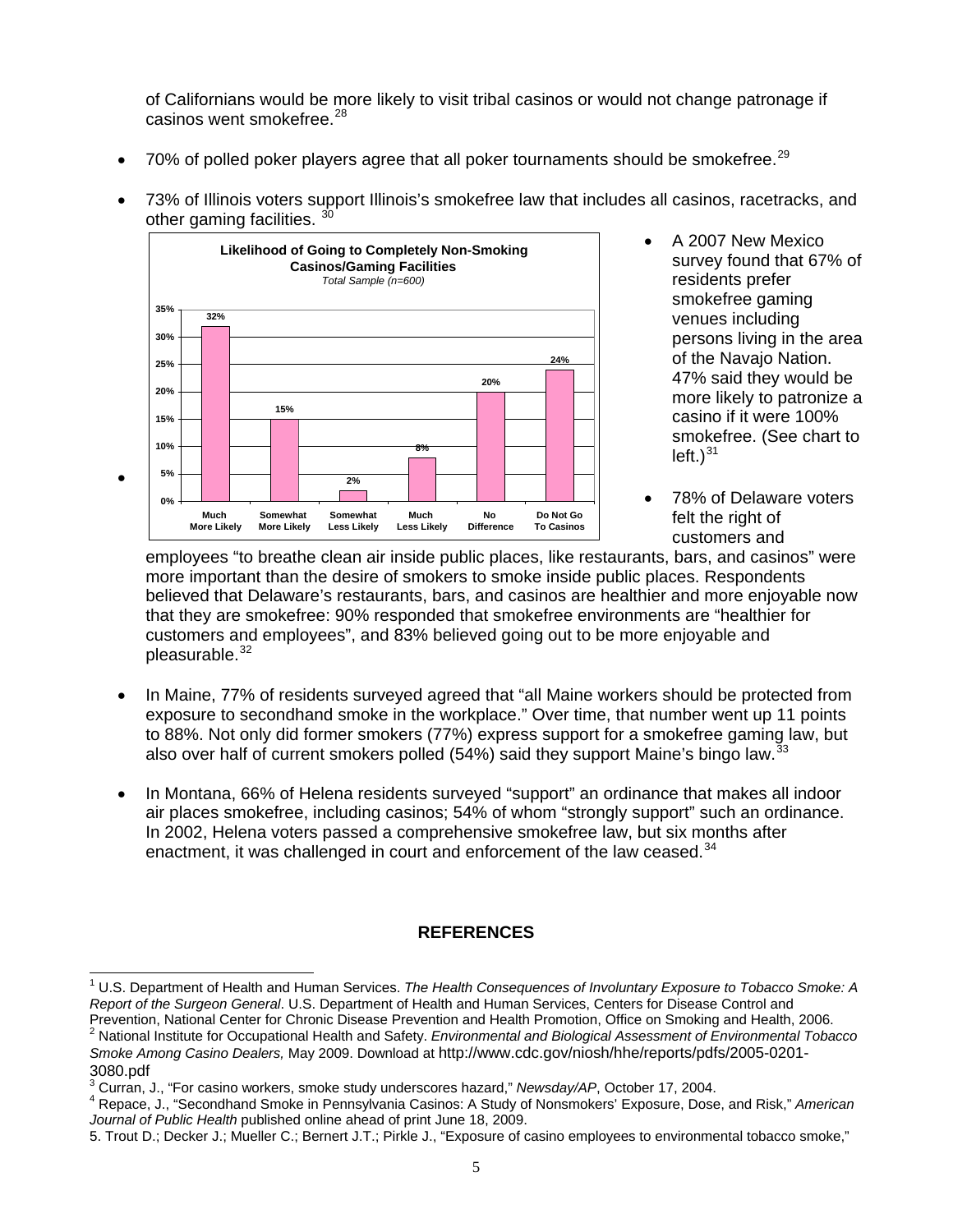of Californians would be more likely to visit tribal casinos or would not change patronage if casinos went smokefree.[28]

- 70% of polled poker players agree that all poker tournaments should be smokefree.[29]
- 73% of Illinois voters support Illinois's smokefree law that includes all casinos, racetracks, and other gaming facilities.[30]

**Likelihood of Going to Completely Non-Smoking Casinos/Gaming Facilities**
*Total Sample (n=600)*

| Much More Likely | Somewhat More Likely | Somewhat Less Likely | Much Less Likely | No Difference | Do Not Go To Casinos |
|---|---|---|---|---|---|
| 32% | 15% | 2% | 8% | 20% | 24% |

- A 2007 New Mexico survey found that 67% of residents prefer smokefree gaming venues including persons living in the area of the Navajo Nation. 47% said they would be more likely to patronize a casino if it were 100% smokefree. (See chart to left.)[31]
- 78% of Delaware voters felt the right of customers and employees "to breathe clean air inside public places, like restaurants, bars, and casinos" were more important than the desire of smokers to smoke inside public places. Respondents believed that Delaware's restaurants, bars, and casinos are healthier and more enjoyable now that they are smokefree: 90% responded that smokefree environments are "healthier for customers and employees", and 83% believed going out to be more enjoyable and pleasurable.[32]
- In Maine, 77% of residents surveyed agreed that "all Maine workers should be protected from exposure to secondhand smoke in the workplace." Over time, that number went up 11 points to 88%. Not only did former smokers (77%) express support for a smokefree gaming law, but also over half of current smokers polled (54%) said they support Maine's bingo law.[33]
- In Montana, 66% of Helena residents surveyed "support" an ordinance that makes all indoor air places smokefree, including casinos; 54% of whom "strongly support" such an ordinance. In 2002, Helena voters passed a comprehensive smokefree law, but six months after enactment, it was challenged in court and enforcement of the law ceased.[34]

## REFERENCES

[1] U.S. Department of Health and Human Services. *The Health Consequences of Involuntary Exposure to Tobacco Smoke: A Report of the Surgeon General*. U.S. Department of Health and Human Services, Centers for Disease Control and Prevention, National Center for Chronic Disease Prevention and Health Promotion, Office on Smoking and Health, 2006.

[2] National Institute for Occupational Health and Safety. *Environmental and Biological Assessment of Environmental Tobacco Smoke Among Casino Dealers,* May 2009. Download at http://www.cdc.gov/niosh/hhe/reports/pdfs/2005-0201-3080.pdf

[3] Curran, J., "For casino workers, smoke study underscores hazard," *Newsday/AP*, October 17, 2004.

[4] Repace, J., "Secondhand Smoke in Pennsylvania Casinos: A Study of Nonsmokers' Exposure, Dose, and Risk," *American Journal of Public Health* published online ahead of print June 18, 2009.

5. Trout D.; Decker J.; Mueller C.; Bernert J.T.; Pirkle J., "Exposure of casino employees to environmental tobacco smoke,"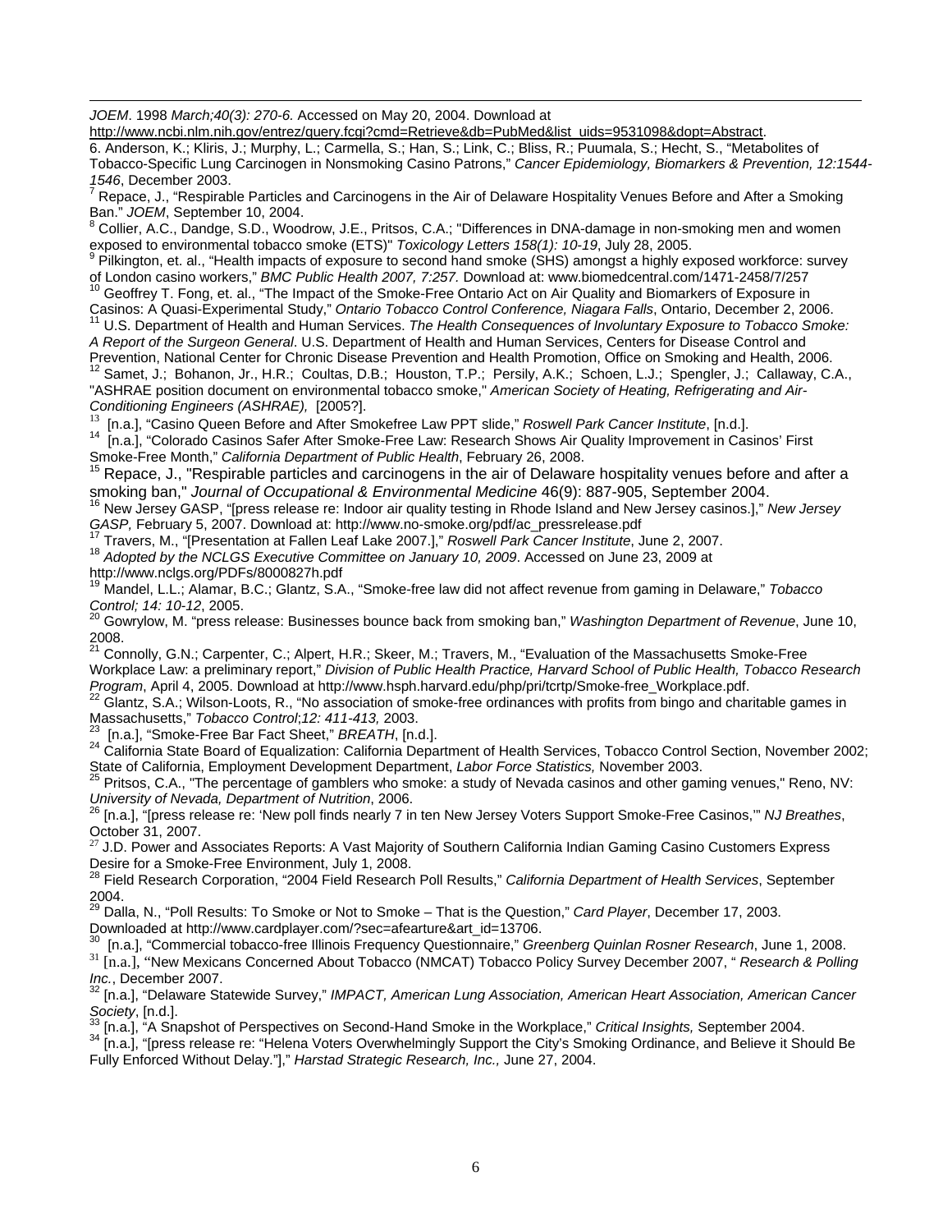*JOEM*. 1998 *March;40(3): 270-6.* Accessed on May 20, 2004. Download at http://www.ncbi.nlm.nih.gov/entrez/query.fcgi?cmd=Retrieve&db=PubMed&list_uids=9531098&dopt=Abstract.

6. Anderson, K.; Kliris, J.; Murphy, L.; Carmella, S.; Han, S.; Link, C.; Bliss, R.; Puumala, S.; Hecht, S., "Metabolites of Tobacco-Specific Lung Carcinogen in Nonsmoking Casino Patrons," *Cancer Epidemiology, Biomarkers & Prevention, 12:1544-1546*, December 2003.

[7] Repace, J., "Respirable Particles and Carcinogens in the Air of Delaware Hospitality Venues Before and After a Smoking Ban." *JOEM*, September 10, 2004.

[8] Collier, A.C., Dandge, S.D., Woodrow, J.E., Pritsos, C.A.; "Differences in DNA-damage in non-smoking men and women exposed to environmental tobacco smoke (ETS)" *Toxicology Letters 158(1): 10-19*, July 28, 2005.

[9] Pilkington, et. al., "Health impacts of exposure to second hand smoke (SHS) amongst a highly exposed workforce: survey of London casino workers," *BMC Public Health 2007, 7:257.* Download at: www.biomedcentral.com/1471-2458/7/257

[10] Geoffrey T. Fong, et. al., "The Impact of the Smoke-Free Ontario Act on Air Quality and Biomarkers of Exposure in Casinos: A Quasi-Experimental Study," *Ontario Tobacco Control Conference, Niagara Falls*, Ontario, December 2, 2006.

[11] U.S. Department of Health and Human Services. *The Health Consequences of Involuntary Exposure to Tobacco Smoke: A Report of the Surgeon General*. U.S. Department of Health and Human Services, Centers for Disease Control and Prevention, National Center for Chronic Disease Prevention and Health Promotion, Office on Smoking and Health, 2006.

[12] Samet, J.; Bohanon, Jr., H.R.; Coultas, D.B.; Houston, T.P.; Persily, A.K.; Schoen, L.J.; Spengler, J.; Callaway, C.A., "ASHRAE position document on environmental tobacco smoke," *American Society of Heating, Refrigerating and Air-Conditioning Engineers (ASHRAE),* [2005?].

[13] [n.a.], "Casino Queen Before and After Smokefree Law PPT slide," *Roswell Park Cancer Institute*, [n.d.].

[14] [n.a.], "Colorado Casinos Safer After Smoke-Free Law: Research Shows Air Quality Improvement in Casinos' First Smoke-Free Month," *California Department of Public Health*, February 26, 2008.

[15] Repace, J., "Respirable particles and carcinogens in the air of Delaware hospitality venues before and after a smoking ban," *Journal of Occupational & Environmental Medicine* 46(9): 887-905, September 2004.

[16] New Jersey GASP, "[press release re: Indoor air quality testing in Rhode Island and New Jersey casinos.]," *New Jersey GASP,* February 5, 2007. Download at: http://www.no-smoke.org/pdf/ac_pressrelease.pdf

[17] Travers, M., "[Presentation at Fallen Leaf Lake 2007.]," *Roswell Park Cancer Institute*, June 2, 2007.

[18] *Adopted by the NCLGS Executive Committee on January 10, 2009*. Accessed on June 23, 2009 at http://www.nclgs.org/PDFs/8000827h.pdf

[19] Mandel, L.L.; Alamar, B.C.; Glantz, S.A., "Smoke-free law did not affect revenue from gaming in Delaware," *Tobacco Control; 14: 10-12*, 2005.

[20] Gowrylow, M. "press release: Businesses bounce back from smoking ban," *Washington Department of Revenue*, June 10, 2008.

[21] Connolly, G.N.; Carpenter, C.; Alpert, H.R.; Skeer, M.; Travers, M., "Evaluation of the Massachusetts Smoke-Free Workplace Law: a preliminary report," *Division of Public Health Practice, Harvard School of Public Health, Tobacco Research Program*, April 4, 2005. Download at http://www.hsph.harvard.edu/php/pri/tcrtp/Smoke-free_Workplace.pdf.

[22] Glantz, S.A.; Wilson-Loots, R., "No association of smoke-free ordinances with profits from bingo and charitable games in Massachusetts," *Tobacco Control;12: 411-413,* 2003.

[23] [n.a.], "Smoke-Free Bar Fact Sheet," *BREATH*, [n.d.].

[24] California State Board of Equalization: California Department of Health Services, Tobacco Control Section, November 2002; State of California, Employment Development Department, *Labor Force Statistics,* November 2003.

[25] Pritsos, C.A., "The percentage of gamblers who smoke: a study of Nevada casinos and other gaming venues," Reno, NV: *University of Nevada, Department of Nutrition*, 2006.

[26] [n.a.], "[press release re: 'New poll finds nearly 7 in ten New Jersey Voters Support Smoke-Free Casinos,'" *NJ Breathes*, October 31, 2007.

[27] J.D. Power and Associates Reports: A Vast Majority of Southern California Indian Gaming Casino Customers Express Desire for a Smoke-Free Environment, July 1, 2008.

[28] Field Research Corporation, "2004 Field Research Poll Results," *California Department of Health Services*, September 2004.

[29] Dalla, N., "Poll Results: To Smoke or Not to Smoke – That is the Question," *Card Player*, December 17, 2003. Downloaded at http://www.cardplayer.com/?sec=afearture&art_id=13706.

[30] [n.a.], "Commercial tobacco-free Illinois Frequency Questionnaire," *Greenberg Quinlan Rosner Research*, June 1, 2008.

[31] [n.a.], "New Mexicans Concerned About Tobacco (NMCAT) Tobacco Policy Survey December 2007, " *Research & Polling Inc.*, December 2007.

[32] [n.a.], "Delaware Statewide Survey," *IMPACT, American Lung Association, American Heart Association, American Cancer Society*, [n.d.].

[33] [n.a.], "A Snapshot of Perspectives on Second-Hand Smoke in the Workplace," *Critical Insights,* September 2004.

[34] [n.a.], "[press release re: "Helena Voters Overwhelmingly Support the City's Smoking Ordinance, and Believe it Should Be Fully Enforced Without Delay."]," *Harstad Strategic Research, Inc.,* June 27, 2004.